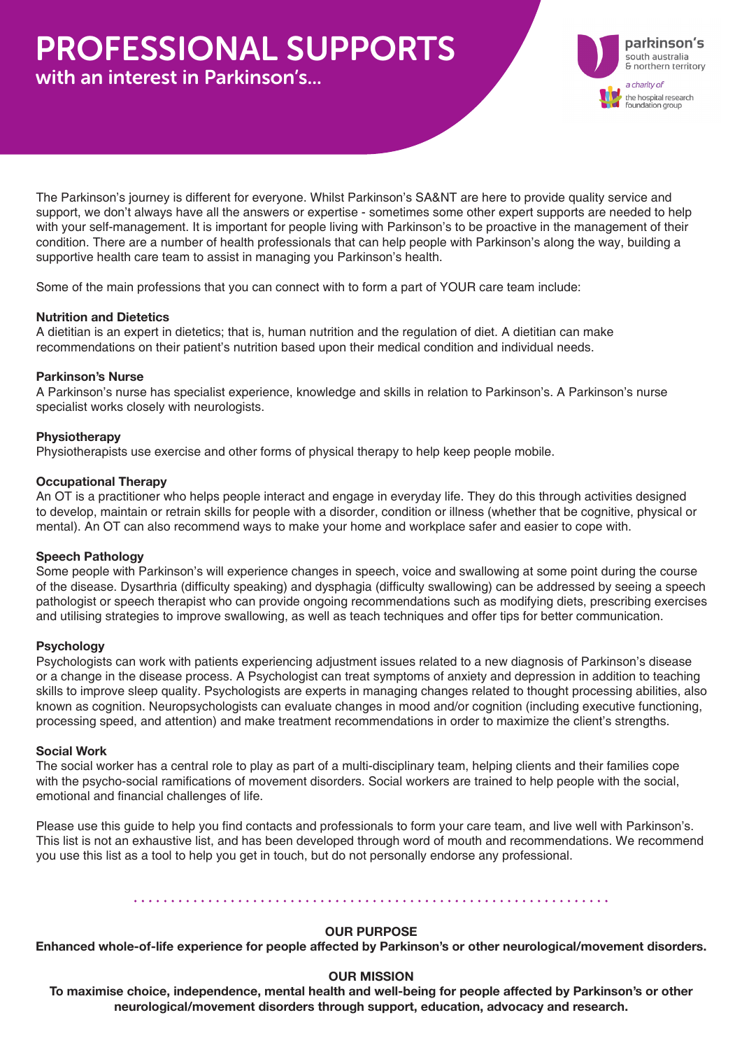# PROFESSIONAL SUPPORTS

## with an interest in Parkinson's...

parkinson's south australia & northern territory

*a charity of* the hospital research foundation group

The Parkinson's journey is different for everyone. Whilst Parkinson's SA&NT are here to provide quality service and support, we don't always have all the answers or expertise - sometimes some other expert supports are needed to help with your self-management. It is important for people living with Parkinson's to be proactive in the management of their condition. There are a number of health professionals that can help people with Parkinson's along the way, building a supportive health care team to assist in managing you Parkinson's health.

Some of the main professions that you can connect with to form a part of YOUR care team include:

**Nutrition and Dietetics**
A dietitian is an expert in dietetics; that is, human nutrition and the regulation of diet. A dietitian can make recommendations on their patient's nutrition based upon their medical condition and individual needs.

**Parkinson's Nurse**
A Parkinson's nurse has specialist experience, knowledge and skills in relation to Parkinson's. A Parkinson's nurse specialist works closely with neurologists.

**Physiotherapy**
Physiotherapists use exercise and other forms of physical therapy to help keep people mobile.

**Occupational Therapy**
An OT is a practitioner who helps people interact and engage in everyday life. They do this through activities designed to develop, maintain or retrain skills for people with a disorder, condition or illness (whether that be cognitive, physical or mental). An OT can also recommend ways to make your home and workplace safer and easier to cope with.

**Speech Pathology**
Some people with Parkinson's will experience changes in speech, voice and swallowing at some point during the course of the disease. Dysarthria (difficulty speaking) and dysphagia (difficulty swallowing) can be addressed by seeing a speech pathologist or speech therapist who can provide ongoing recommendations such as modifying diets, prescribing exercises and utilising strategies to improve swallowing, as well as teach techniques and offer tips for better communication.

**Psychology**
Psychologists can work with patients experiencing adjustment issues related to a new diagnosis of Parkinson's disease or a change in the disease process. A Psychologist can treat symptoms of anxiety and depression in addition to teaching skills to improve sleep quality. Psychologists are experts in managing changes related to thought processing abilities, also known as cognition. Neuropsychologists can evaluate changes in mood and/or cognition (including executive functioning, processing speed, and attention) and make treatment recommendations in order to maximize the client's strengths.

**Social Work**
The social worker has a central role to play as part of a multi-disciplinary team, helping clients and their families cope with the psycho-social ramifications of movement disorders. Social workers are trained to help people with the social, emotional and financial challenges of life.

Please use this guide to help you find contacts and professionals to form your care team, and live well with Parkinson's. This list is not an exhaustive list, and has been developed through word of mouth and recommendations. We recommend you use this list as a tool to help you get in touch, but do not personally endorse any professional.

**OUR PURPOSE**

**Enhanced whole-of-life experience for people affected by Parkinson's or other neurological/movement disorders.**

**OUR MISSION**

**To maximise choice, independence, mental health and well-being for people affected by Parkinson's or other neurological/movement disorders through support, education, advocacy and research.**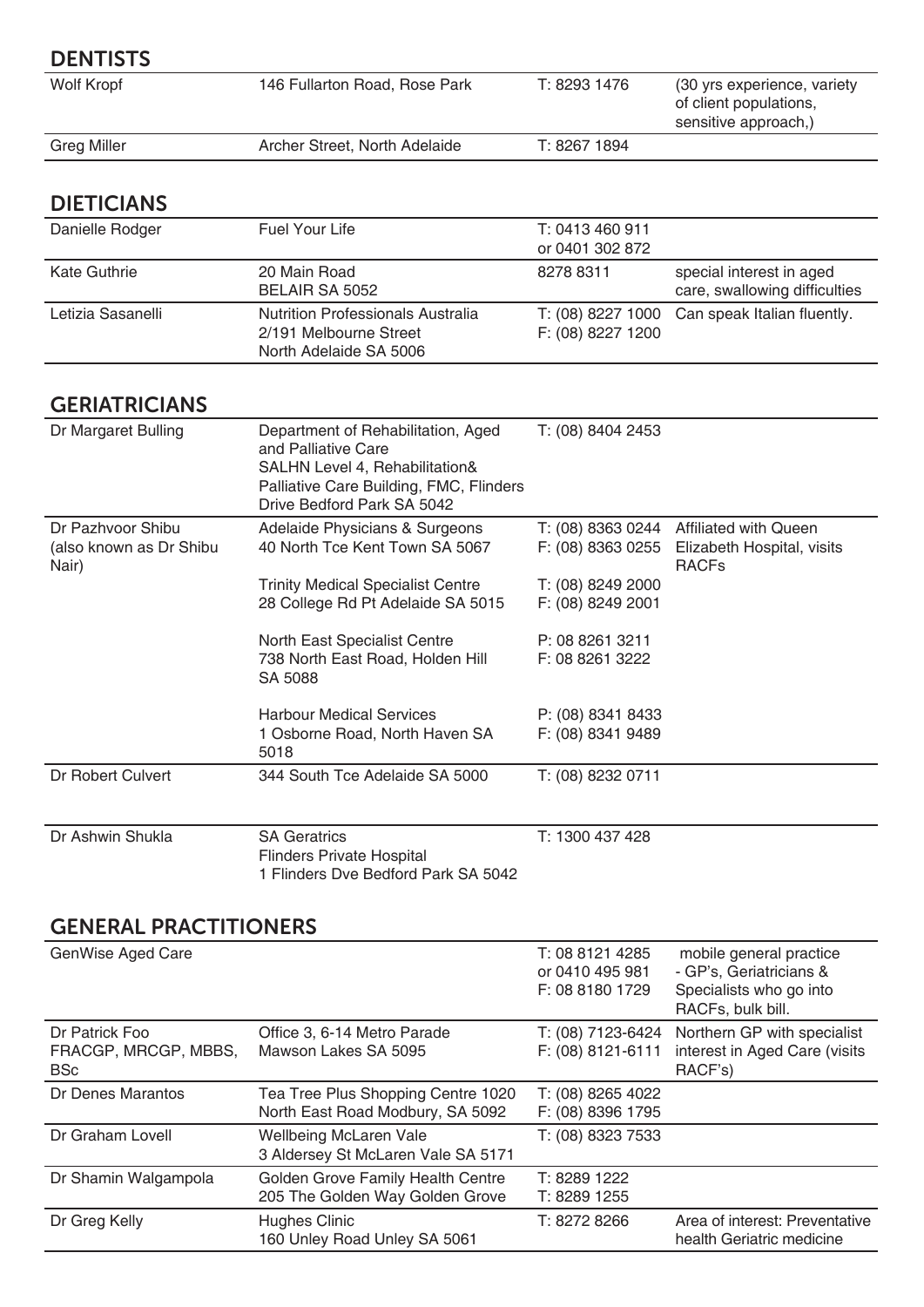## DENTISTS

| | | | |
|---|---|---|---|
| Wolf Kropf | 146 Fullarton Road, Rose Park | T: 8293 1476 | (30 yrs experience, variety of client populations, sensitive approach,) |
| Greg Miller | Archer Street, North Adelaide | T: 8267 1894 | |

## DIETICIANS

| | | | |
|---|---|---|---|
| Danielle Rodger | Fuel Your Life | T: 0413 460 911<br>or 0401 302 872 | |
| Kate Guthrie | 20 Main Road<br>BELAIR SA 5052 | 8278 8311 | special interest in aged care, swallowing difficulties |
| Letizia Sasanelli | Nutrition Professionals Australia<br>2/191 Melbourne Street<br>North Adelaide SA 5006 | T: (08) 8227 1000<br>F: (08) 8227 1200 | Can speak Italian fluently. |

## GERIATRICIANS

| | | | |
|---|---|---|---|
| Dr Margaret Bulling | Department of Rehabilitation, Aged and Palliative Care<br>SALHN Level 4, Rehabilitation& Palliative Care Building, FMC, Flinders Drive Bedford Park SA 5042 | T: (08) 8404 2453 | |
| Dr Pazhvoor Shibu (also known as Dr Shibu Nair) | Adelaide Physicians & Surgeons<br>40 North Tce Kent Town SA 5067 | T: (08) 8363 0244<br>F: (08) 8363 0255 | Affiliated with Queen Elizabeth Hospital, visits RACFs |
| | Trinity Medical Specialist Centre<br>28 College Rd Pt Adelaide SA 5015 | T: (08) 8249 2000<br>F: (08) 8249 2001 | |
| | North East Specialist Centre<br>738 North East Road, Holden Hill SA 5088 | P: 08 8261 3211<br>F: 08 8261 3222 | |
| | Harbour Medical Services<br>1 Osborne Road, North Haven SA 5018 | P: (08) 8341 8433<br>F: (08) 8341 9489 | |
| Dr Robert Culvert | 344 South Tce Adelaide SA 5000 | T: (08) 8232 0711 | |
| Dr Ashwin Shukla | SA Geratrics<br>Flinders Private Hospital<br>1 Flinders Dve Bedford Park SA 5042 | T: 1300 437 428 | |

## GENERAL PRACTITIONERS

| | | | |
|---|---|---|---|
| GenWise Aged Care | | T: 08 8121 4285<br>or 0410 495 981<br>F: 08 8180 1729 | mobile general practice - GP's, Geriatricians & Specialists who go into RACFs, bulk bill. |
| Dr Patrick Foo<br>FRACGP, MRCGP, MBBS, BSc | Office 3, 6-14 Metro Parade<br>Mawson Lakes SA 5095 | T: (08) 7123-6424<br>F: (08) 8121-6111 | Northern GP with specialist interest in Aged Care (visits RACF's) |
| Dr Denes Marantos | Tea Tree Plus Shopping Centre 1020 North East Road Modbury, SA 5092 | T: (08) 8265 4022<br>F: (08) 8396 1795 | |
| Dr Graham Lovell | Wellbeing McLaren Vale<br>3 Aldersey St McLaren Vale SA 5171 | T: (08) 8323 7533 | |
| Dr Shamin Walgampola | Golden Grove Family Health Centre<br>205 The Golden Way Golden Grove | T: 8289 1222<br>T: 8289 1255 | |
| Dr Greg Kelly | Hughes Clinic<br>160 Unley Road Unley SA 5061 | T: 8272 8266 | Area of interest: Preventative health Geriatric medicine |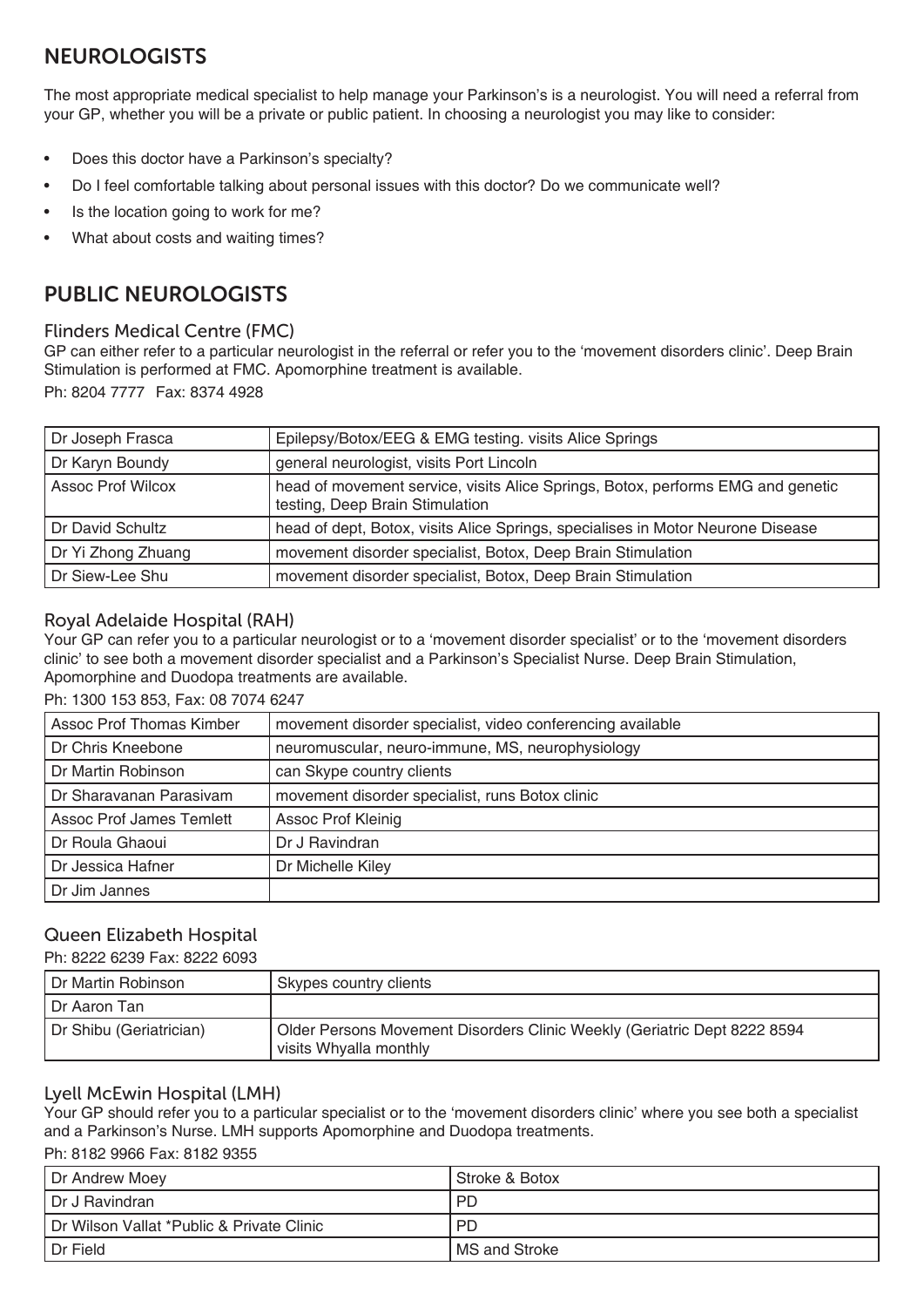## NEUROLOGISTS

The most appropriate medical specialist to help manage your Parkinson's is a neurologist. You will need a referral from your GP, whether you will be a private or public patient. In choosing a neurologist you may like to consider:

- Does this doctor have a Parkinson's specialty?
- Do I feel comfortable talking about personal issues with this doctor? Do we communicate well?
- Is the location going to work for me?
- What about costs and waiting times?

## PUBLIC NEUROLOGISTS

### Flinders Medical Centre (FMC)

GP can either refer to a particular neurologist in the referral or refer you to the 'movement disorders clinic'. Deep Brain Stimulation is performed at FMC. Apomorphine treatment is available.

Ph: 8204 7777 Fax: 8374 4928

| | |
|---|---|
| Dr Joseph Frasca | Epilepsy/Botox/EEG & EMG testing. visits Alice Springs |
| Dr Karyn Boundy | general neurologist, visits Port Lincoln |
| Assoc Prof Wilcox | head of movement service, visits Alice Springs, Botox, performs EMG and genetic testing, Deep Brain Stimulation |
| Dr David Schultz | head of dept, Botox, visits Alice Springs, specialises in Motor Neurone Disease |
| Dr Yi Zhong Zhuang | movement disorder specialist, Botox, Deep Brain Stimulation |
| Dr Siew-Lee Shu | movement disorder specialist, Botox, Deep Brain Stimulation |

### Royal Adelaide Hospital (RAH)

Your GP can refer you to a particular neurologist or to a 'movement disorder specialist' or to the 'movement disorders clinic' to see both a movement disorder specialist and a Parkinson's Specialist Nurse. Deep Brain Stimulation, Apomorphine and Duodopa treatments are available.

Ph: 1300 153 853, Fax: 08 7074 6247

| | |
|---|---|
| Assoc Prof Thomas Kimber | movement disorder specialist, video conferencing available |
| Dr Chris Kneebone | neuromuscular, neuro-immune, MS, neurophysiology |
| Dr Martin Robinson | can Skype country clients |
| Dr Sharavanan Parasivam | movement disorder specialist, runs Botox clinic |
| Assoc Prof James Temlett | Assoc Prof Kleinig |
| Dr Roula Ghaoui | Dr J Ravindran |
| Dr Jessica Hafner | Dr Michelle Kiley |
| Dr Jim Jannes | |

### Queen Elizabeth Hospital

Ph: 8222 6239 Fax: 8222 6093

| | |
|---|---|
| Dr Martin Robinson | Skypes country clients |
| Dr Aaron Tan | |
| Dr Shibu (Geriatrician) | Older Persons Movement Disorders Clinic Weekly (Geriatric Dept 8222 8594 visits Whyalla monthly |

### Lyell McEwin Hospital (LMH)

Your GP should refer you to a particular specialist or to the 'movement disorders clinic' where you see both a specialist and a Parkinson's Nurse. LMH supports Apomorphine and Duodopa treatments.

Ph: 8182 9966 Fax: 8182 9355

| | |
|---|---|
| Dr Andrew Moey | Stroke & Botox |
| Dr J Ravindran | PD |
| Dr Wilson Vallat *Public & Private Clinic | PD |
| Dr Field | MS and Stroke |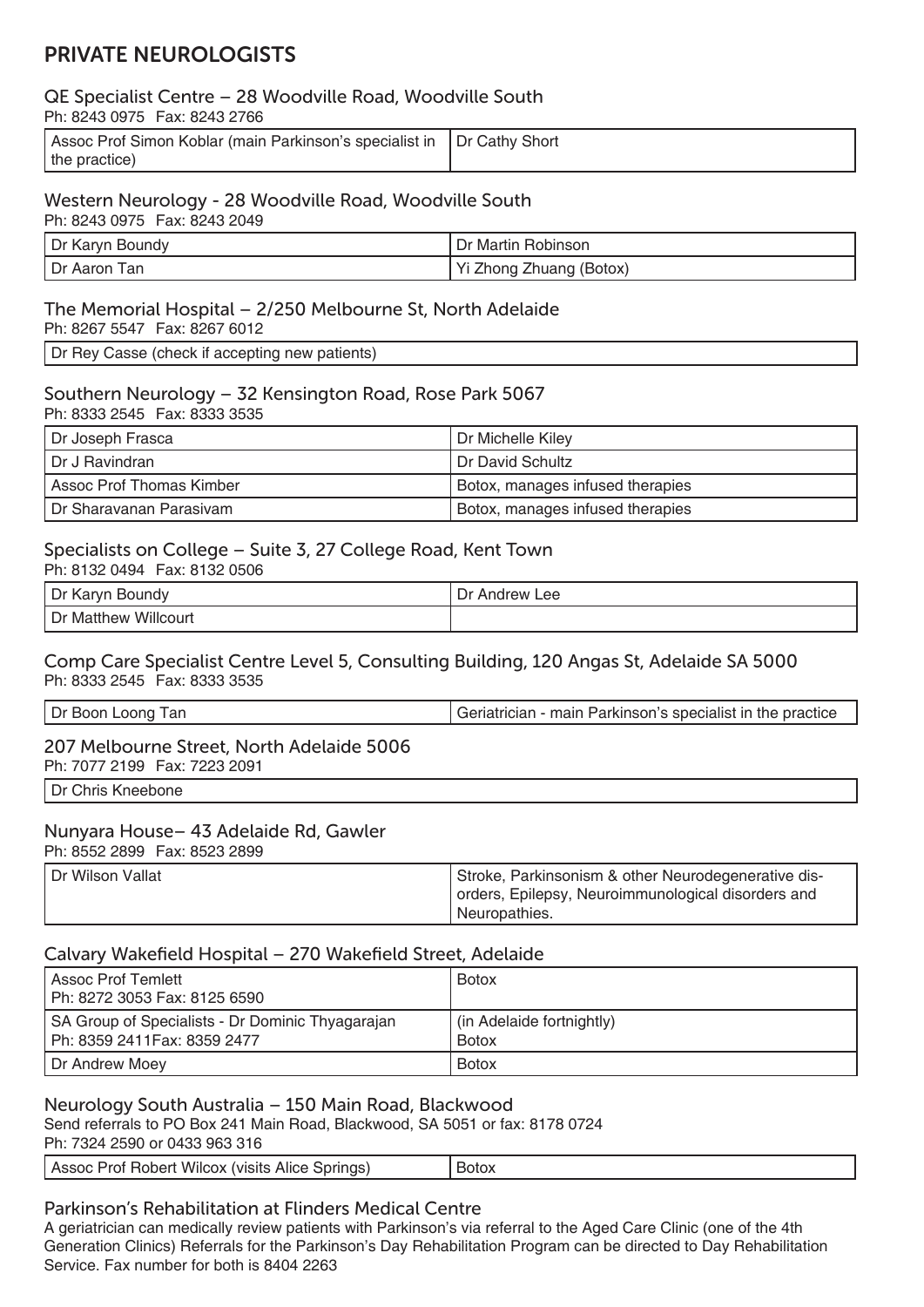## PRIVATE NEUROLOGISTS

### QE Specialist Centre – 28 Woodville Road, Woodville South

Ph: 8243 0975 Fax: 8243 2766

| | |
|---|---|
| Assoc Prof Simon Koblar (main Parkinson's specialist in the practice) | Dr Cathy Short |

### Western Neurology - 28 Woodville Road, Woodville South

Ph: 8243 0975 Fax: 8243 2049

| | |
|---|---|
| Dr Karyn Boundy | Dr Martin Robinson |
| Dr Aaron Tan | Yi Zhong Zhuang (Botox) |

### The Memorial Hospital – 2/250 Melbourne St, North Adelaide

Ph: 8267 5547 Fax: 8267 6012

| |
|---|
| Dr Rey Casse (check if accepting new patients) |

### Southern Neurology – 32 Kensington Road, Rose Park 5067

Ph: 8333 2545 Fax: 8333 3535

| | |
|---|---|
| Dr Joseph Frasca | Dr Michelle Kiley |
| Dr J Ravindran | Dr David Schultz |
| Assoc Prof Thomas Kimber | Botox, manages infused therapies |
| Dr Sharavanan Parasivam | Botox, manages infused therapies |

### Specialists on College – Suite 3, 27 College Road, Kent Town

Ph: 8132 0494 Fax: 8132 0506

| | |
|---|---|
| Dr Karyn Boundy | Dr Andrew Lee |
| Dr Matthew Willcourt | |

### Comp Care Specialist Centre Level 5, Consulting Building, 120 Angas St, Adelaide SA 5000

Ph: 8333 2545 Fax: 8333 3535

| | |
|---|---|
| Dr Boon Loong Tan | Geriatrician - main Parkinson's specialist in the practice |

### 207 Melbourne Street, North Adelaide 5006

Ph: 7077 2199 Fax: 7223 2091

| |
|---|
| Dr Chris Kneebone |

### Nunyara House– 43 Adelaide Rd, Gawler

Ph: 8552 2899 Fax: 8523 2899

| | |
|---|---|
| Dr Wilson Vallat | Stroke, Parkinsonism & other Neurodegenerative disorders, Epilepsy, Neuroimmunological disorders and Neuropathies. |

### Calvary Wakefield Hospital – 270 Wakefield Street, Adelaide

| | |
|---|---|
| Assoc Prof Temlett<br>Ph: 8272 3053 Fax: 8125 6590 | Botox |
| SA Group of Specialists - Dr Dominic Thyagarajan<br>Ph: 8359 2411Fax: 8359 2477 | (in Adelaide fortnightly)<br>Botox |
| Dr Andrew Moey | Botox |

### Neurology South Australia – 150 Main Road, Blackwood

Send referrals to PO Box 241 Main Road, Blackwood, SA 5051 or fax: 8178 0724

Ph: 7324 2590 or 0433 963 316

| | |
|---|---|
| Assoc Prof Robert Wilcox (visits Alice Springs) | Botox |

### Parkinson's Rehabilitation at Flinders Medical Centre

A geriatrician can medically review patients with Parkinson's via referral to the Aged Care Clinic (one of the 4th Generation Clinics) Referrals for the Parkinson's Day Rehabilitation Program can be directed to Day Rehabilitation Service. Fax number for both is 8404 2263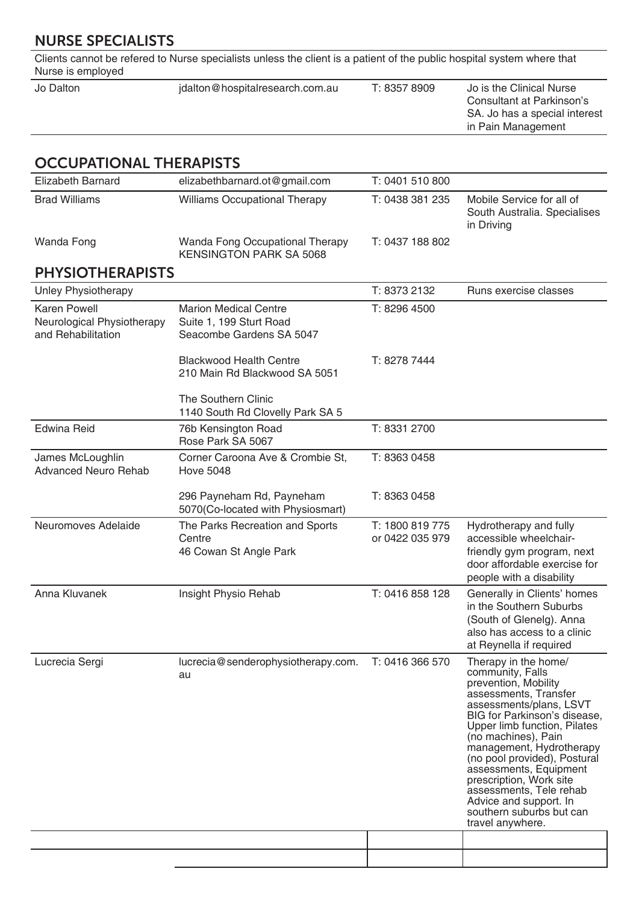## NURSE SPECIALISTS

Clients cannot be refered to Nurse specialists unless the client is a patient of the public hospital system where that Nurse is employed

| | | | |
|---|---|---|---|
| Jo Dalton | jdalton@hospitalresearch.com.au | T: 8357 8909 | Jo is the Clinical Nurse Consultant at Parkinson's SA. Jo has a special interest in Pain Management |

## OCCUPATIONAL THERAPISTS

| | | | |
|---|---|---|---|
| Elizabeth Barnard | elizabethbarnard.ot@gmail.com | T: 0401 510 800 | |
| Brad Williams | Williams Occupational Therapy | T: 0438 381 235 | Mobile Service for all of South Australia. Specialises in Driving |
| Wanda Fong | Wanda Fong Occupational Therapy KENSINGTON PARK SA 5068 | T: 0437 188 802 | |

## PHYSIOTHERAPISTS

| | | | |
|---|---|---|---|
| Unley Physiotherapy | | T: 8373 2132 | Runs exercise classes |
| Karen Powell Neurological Physiotherapy and Rehabilitation | Marion Medical Centre Suite 1, 199 Sturt Road Seacombe Gardens SA 5047 | T: 8296 4500 | |
| | Blackwood Health Centre 210 Main Rd Blackwood SA 5051 | T: 8278 7444 | |
| | The Southern Clinic 1140 South Rd Clovelly Park SA 5 | | |
| Edwina Reid | 76b Kensington Road Rose Park SA 5067 | T: 8331 2700 | |
| James McLoughlin Advanced Neuro Rehab | Corner Caroona Ave & Crombie St, Hove 5048 | T: 8363 0458 | |
| | 296 Payneham Rd, Payneham 5070(Co-located with Physiosmart) | T: 8363 0458 | |
| Neuromoves Adelaide | The Parks Recreation and Sports Centre 46 Cowan St Angle Park | T: 1800 819 775 or 0422 035 979 | Hydrotherapy and fully accessible wheelchair-friendly gym program, next door affordable exercise for people with a disability |
| Anna Kluvanek | Insight Physio Rehab | T: 0416 858 128 | Generally in Clients' homes in the Southern Suburbs (South of Glenelg). Anna also has access to a clinic at Reynella if required |
| Lucrecia Sergi | lucrecia@senderophysiotherapy.com.au | T: 0416 366 570 | Therapy in the home/ community, Falls prevention, Mobility assessments, Transfer assessments/plans, LSVT BIG for Parkinson's disease, Upper limb function, Pilates (no machines), Pain management, Hydrotherapy (no pool provided), Postural assessments, Equipment prescription, Work site assessments, Tele rehab Advice and support. In southern suburbs but can travel anywhere. |
| | | | |
| | | | |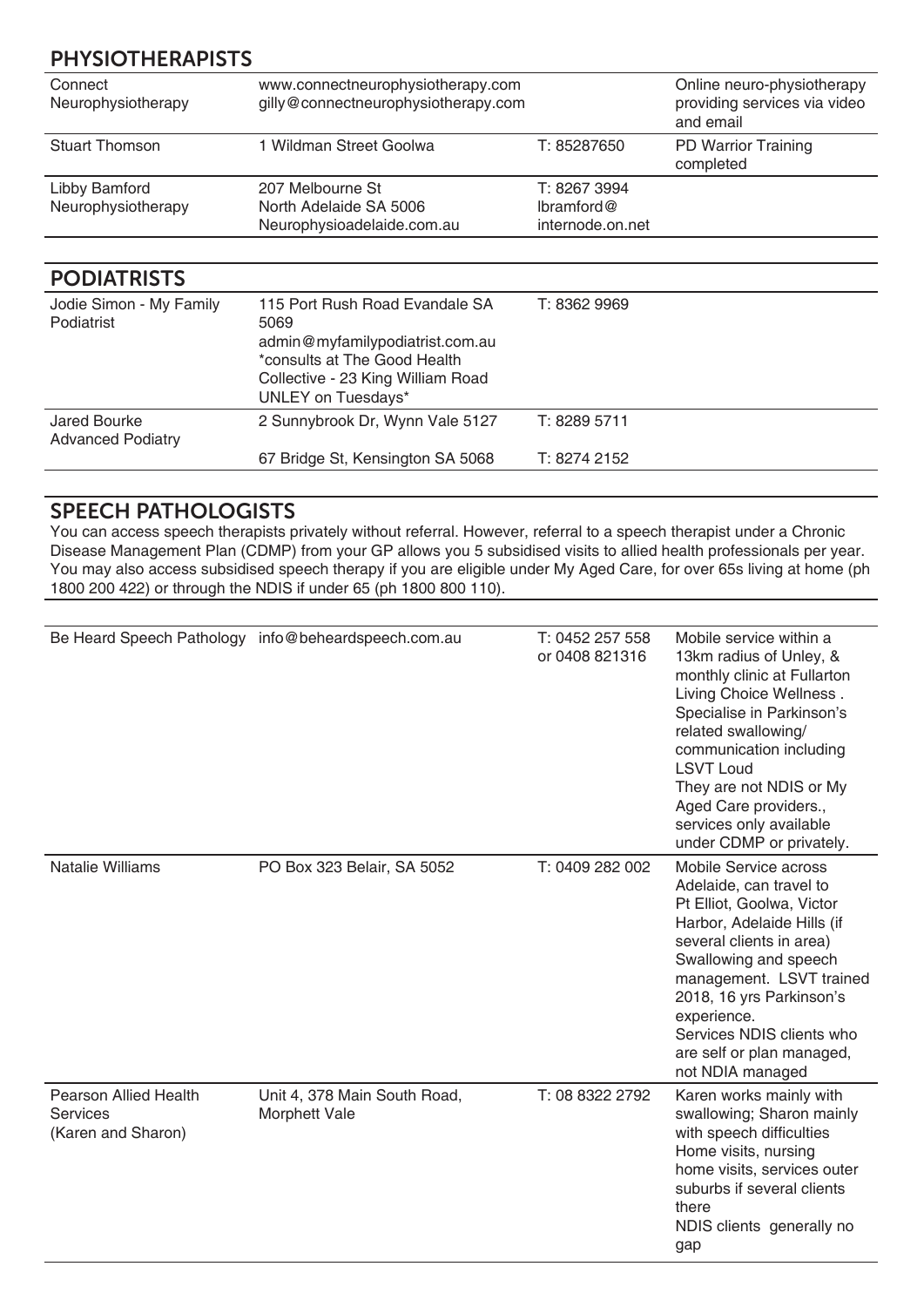## PHYSIOTHERAPISTS

| | | | |
|---|---|---|---|
| Connect Neurophysiotherapy | www.connectneurophysiotherapy.com gilly@connectneurophysiotherapy.com | | Online neuro-physiotherapy providing services via video and email |
| Stuart Thomson | 1 Wildman Street Goolwa | T: 85287650 | PD Warrior Training completed |
| Libby Bamford Neurophysiotherapy | 207 Melbourne St North Adelaide SA 5006 Neurophysioadelaide.com.au | T: 8267 3994 lbramford@ internode.on.net | |

## PODIATRISTS

| | | | |
|---|---|---|---|
| Jodie Simon - My Family Podiatrist | 115 Port Rush Road Evandale SA 5069 admin@myfamilypodiatrist.com.au *consults at The Good Health Collective - 23 King William Road UNLEY on Tuesdays* | T: 8362 9969 | |
| Jared Bourke Advanced Podiatry | 2 Sunnybrook Dr, Wynn Vale 5127 | T: 8289 5711 | |
| | 67 Bridge St, Kensington SA 5068 | T: 8274 2152 | |

## SPEECH PATHOLOGISTS

You can access speech therapists privately without referral. However, referral to a speech therapist under a Chronic Disease Management Plan (CDMP) from your GP allows you 5 subsidised visits to allied health professionals per year. You may also access subsidised speech therapy if you are eligible under My Aged Care, for over 65s living at home (ph 1800 200 422) or through the NDIS if under 65 (ph 1800 800 110).

| | | | |
|---|---|---|---|
| Be Heard Speech Pathology | info@beheardspeech.com.au | T: 0452 257 558 or 0408 821316 | Mobile service within a 13km radius of Unley, & monthly clinic at Fullarton Living Choice Wellness . Specialise in Parkinson's related swallowing/ communication including LSVT Loud They are not NDIS or My Aged Care providers., services only available under CDMP or privately. |
| Natalie Williams | PO Box 323 Belair, SA 5052 | T: 0409 282 002 | Mobile Service across Adelaide, can travel to Pt Elliot, Goolwa, Victor Harbor, Adelaide Hills (if several clients in area) Swallowing and speech management. LSVT trained 2018, 16 yrs Parkinson's experience. Services NDIS clients who are self or plan managed, not NDIA managed |
| Pearson Allied Health Services (Karen and Sharon) | Unit 4, 378 Main South Road, Morphett Vale | T: 08 8322 2792 | Karen works mainly with swallowing; Sharon mainly with speech difficulties Home visits, nursing home visits, services outer suburbs if several clients there NDIS clients generally no gap |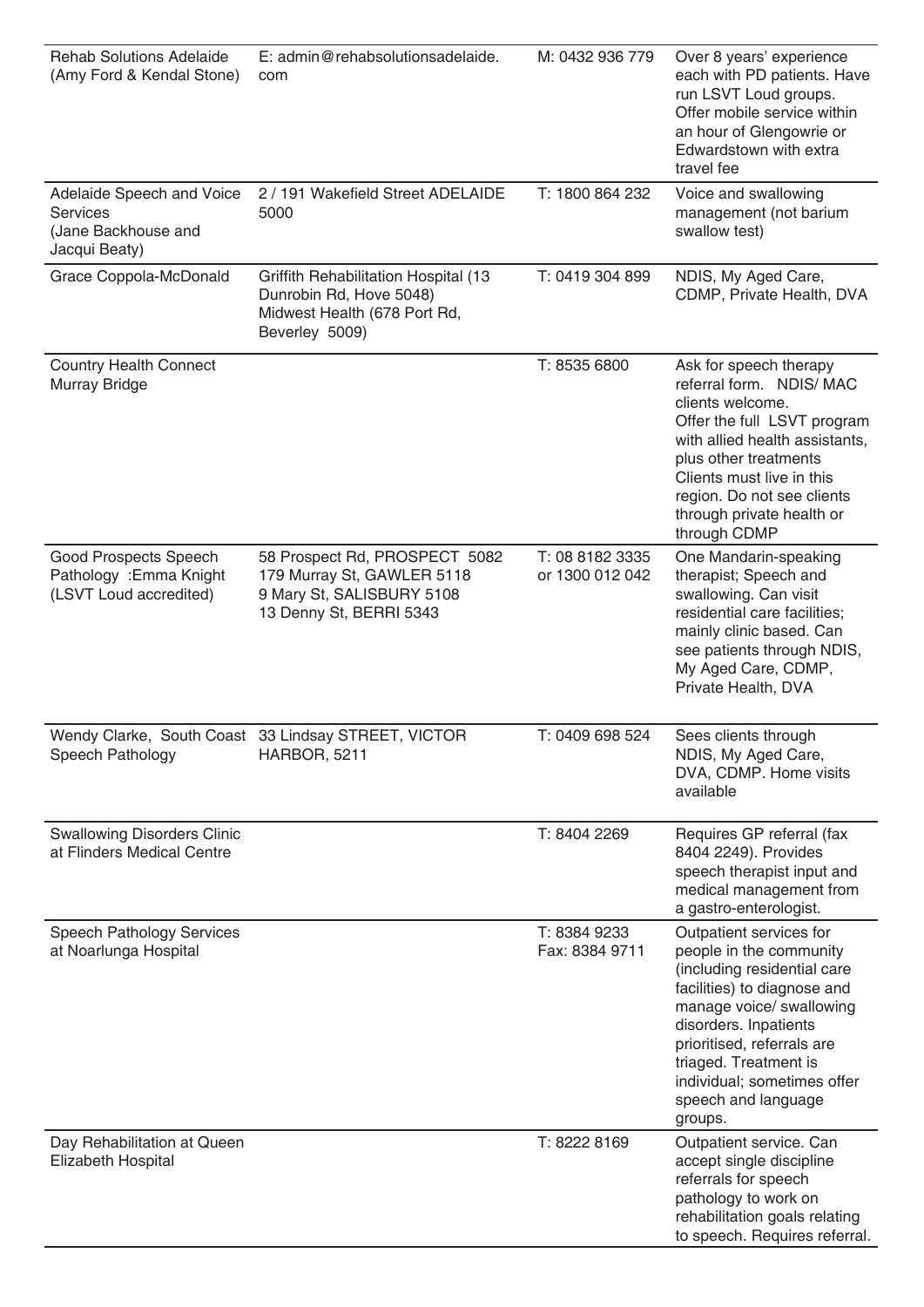| | | | |
|---|---|---|---|
| Rehab Solutions Adelaide (Amy Ford & Kendal Stone) | E: admin@rehabsolutionsadelaide.com | M: 0432 936 779 | Over 8 years' experience each with PD patients. Have run LSVT Loud groups. Offer mobile service within an hour of Glengowrie or Edwardstown with extra travel fee |
| Adelaide Speech and Voice Services (Jane Backhouse and Jacqui Beaty) | 2 / 191 Wakefield Street ADELAIDE 5000 | T: 1800 864 232 | Voice and swallowing management (not barium swallow test) |
| Grace Coppola-McDonald | Griffith Rehabilitation Hospital (13 Dunrobin Rd, Hove 5048) Midwest Health (678 Port Rd, Beverley 5009) | T: 0419 304 899 | NDIS, My Aged Care, CDMP, Private Health, DVA |
| Country Health Connect Murray Bridge | | T: 8535 6800 | Ask for speech therapy referral form. NDIS/ MAC clients welcome. Offer the full LSVT program with allied health assistants, plus other treatments Clients must live in this region. Do not see clients through private health or through CDMP |
| Good Prospects Speech Pathology :Emma Knight (LSVT Loud accredited) | 58 Prospect Rd, PROSPECT 5082 179 Murray St, GAWLER 5118 9 Mary St, SALISBURY 5108 13 Denny St, BERRI 5343 | T: 08 8182 3335 or 1300 012 042 | One Mandarin-speaking therapist; Speech and swallowing. Can visit residential care facilities; mainly clinic based. Can see patients through NDIS, My Aged Care, CDMP, Private Health, DVA |
| Wendy Clarke, South Coast Speech Pathology | 33 Lindsay STREET, VICTOR HARBOR, 5211 | T: 0409 698 524 | Sees clients through NDIS, My Aged Care, DVA, CDMP. Home visits available |
| Swallowing Disorders Clinic at Flinders Medical Centre | | T: 8404 2269 | Requires GP referral (fax 8404 2249). Provides speech therapist input and medical management from a gastro-enterologist. |
| Speech Pathology Services at Noarlunga Hospital | | T: 8384 9233 Fax: 8384 9711 | Outpatient services for people in the community (including residential care facilities) to diagnose and manage voice/ swallowing disorders. Inpatients prioritised, referrals are triaged. Treatment is individual; sometimes offer speech and language groups. |
| Day Rehabilitation at Queen Elizabeth Hospital | | T: 8222 8169 | Outpatient service. Can accept single discipline referrals for speech pathology to work on rehabilitation goals relating to speech. Requires referral. |